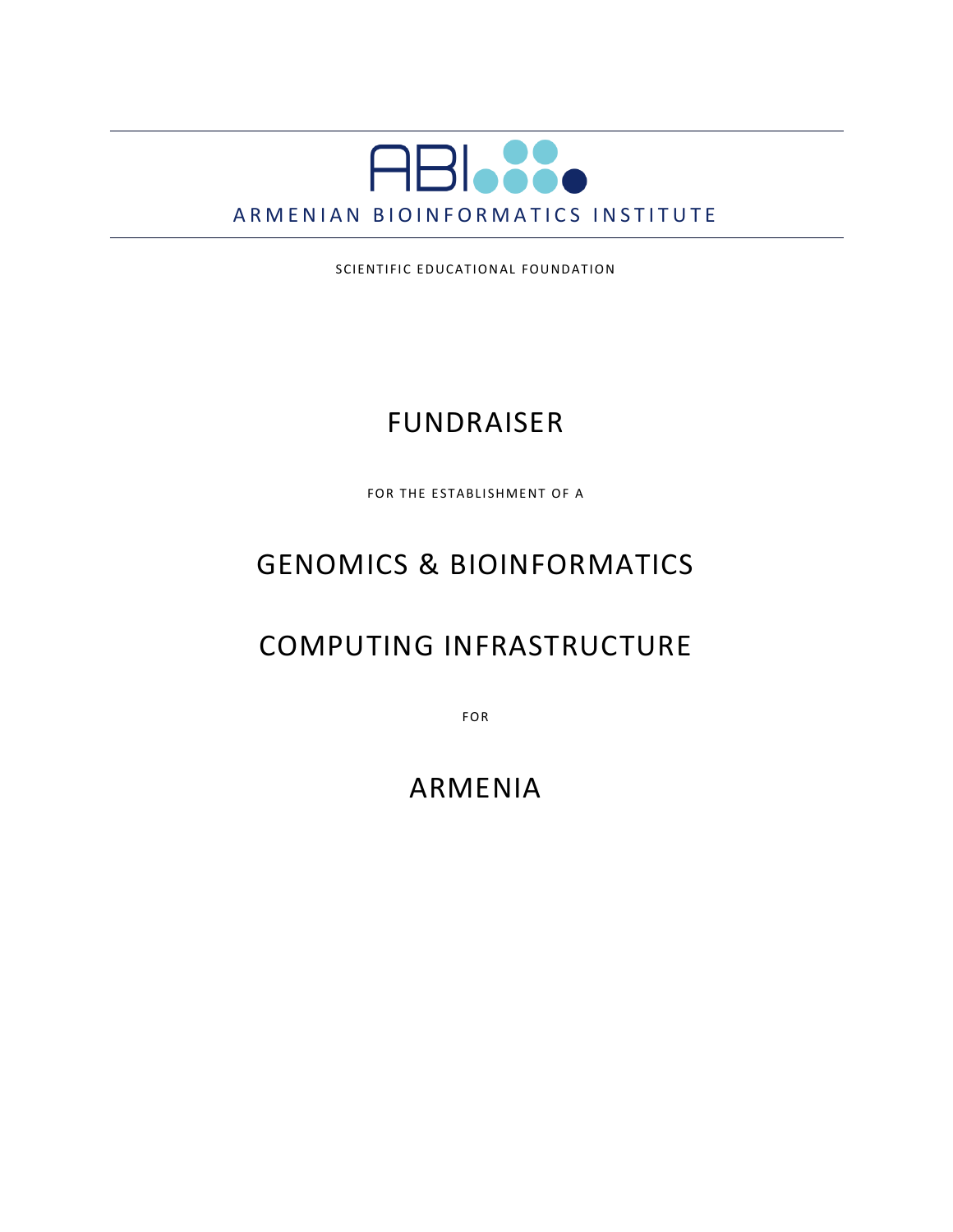ABI

ARMENIAN BIOINFORMATICS INSTITUTE

SCIENTIFIC EDUCATIONAL FOUNDATION

# FUNDRAISER

FOR THE ESTABLISHMENT OF A

# GENOMICS & BIOINFORMATICS

# COMPUTING INFRASTRUCTURE

FOR

# ARMENIA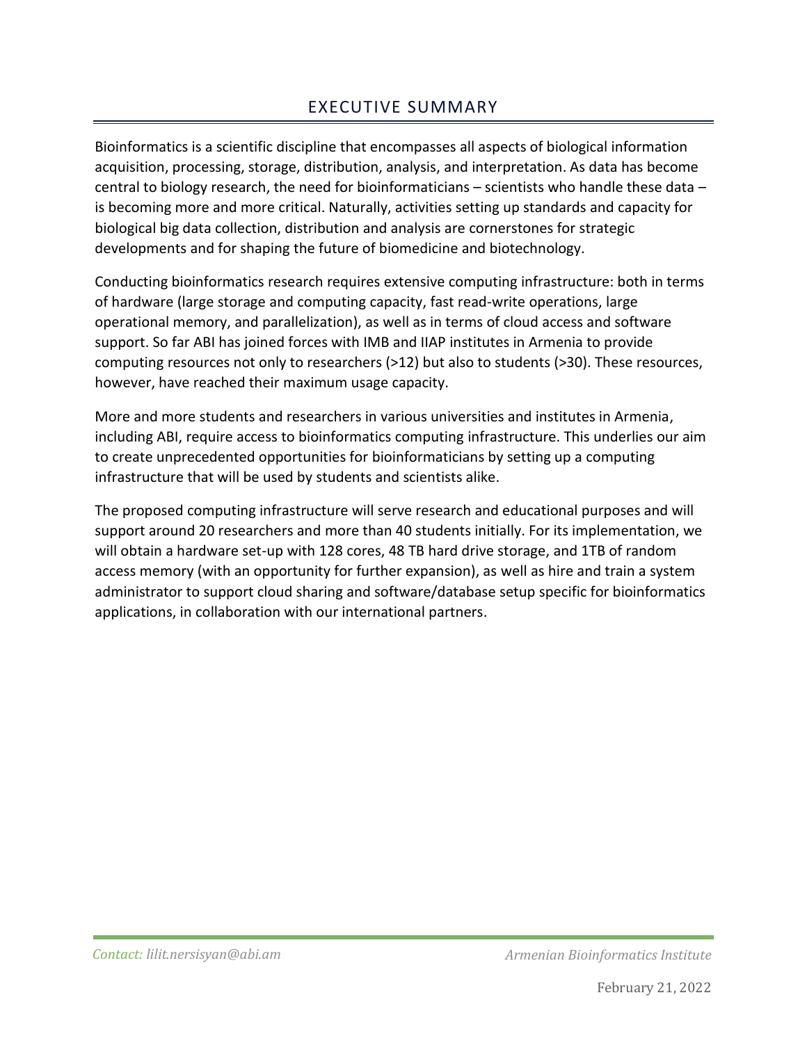# EXECUTIVE SUMMARY

Bioinformatics is a scientific discipline that encompasses all aspects of biological information acquisition, processing, storage, distribution, analysis, and interpretation. As data has become central to biology research, the need for bioinformaticians – scientists who handle these data – is becoming more and more critical. Naturally, activities setting up standards and capacity for biological big data collection, distribution and analysis are cornerstones for strategic developments and for shaping the future of biomedicine and biotechnology.

Conducting bioinformatics research requires extensive computing infrastructure: both in terms of hardware (large storage and computing capacity, fast read-write operations, large operational memory, and parallelization), as well as in terms of cloud access and software support. So far ABI has joined forces with IMB and IIAP institutes in Armenia to provide computing resources not only to researchers (>12) but also to students (>30). These resources, however, have reached their maximum usage capacity.

More and more students and researchers in various universities and institutes in Armenia, including ABI, require access to bioinformatics computing infrastructure. This underlies our aim to create unprecedented opportunities for bioinformaticians by setting up a computing infrastructure that will be used by students and scientists alike.

The proposed computing infrastructure will serve research and educational purposes and will support around 20 researchers and more than 40 students initially. For its implementation, we will obtain a hardware set-up with 128 cores, 48 TB hard drive storage, and 1TB of random access memory (with an opportunity for further expansion), as well as hire and train a system administrator to support cloud sharing and software/database setup specific for bioinformatics applications, in collaboration with our international partners.

*Contact: lilit.nersisyan@abi.am*

February 21, 2022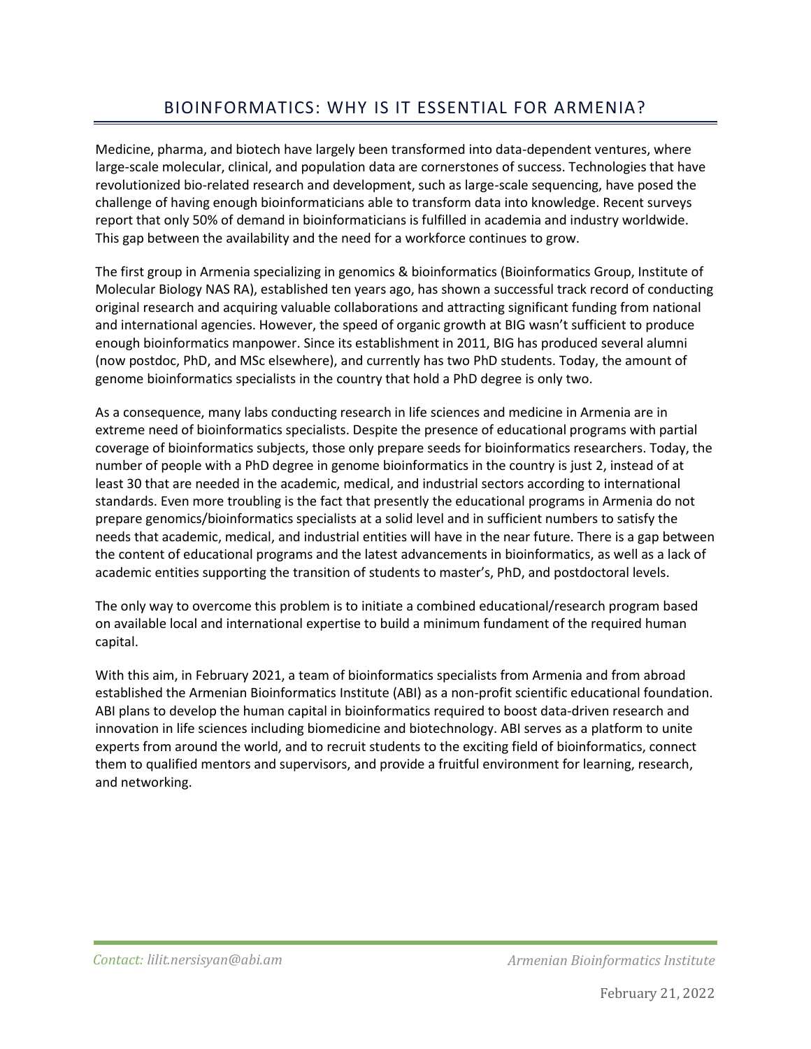# BIOINFORMATICS: WHY IS IT ESSENTIAL FOR ARMENIA?

Medicine, pharma, and biotech have largely been transformed into data-dependent ventures, where large-scale molecular, clinical, and population data are cornerstones of success. Technologies that have revolutionized bio-related research and development, such as large-scale sequencing, have posed the challenge of having enough bioinformaticians able to transform data into knowledge. Recent surveys report that only 50% of demand in bioinformaticians is fulfilled in academia and industry worldwide. This gap between the availability and the need for a workforce continues to grow.

The first group in Armenia specializing in genomics & bioinformatics (Bioinformatics Group, Institute of Molecular Biology NAS RA), established ten years ago, has shown a successful track record of conducting original research and acquiring valuable collaborations and attracting significant funding from national and international agencies. However, the speed of organic growth at BIG wasn't sufficient to produce enough bioinformatics manpower. Since its establishment in 2011, BIG has produced several alumni (now postdoc, PhD, and MSc elsewhere), and currently has two PhD students. Today, the amount of genome bioinformatics specialists in the country that hold a PhD degree is only two.

As a consequence, many labs conducting research in life sciences and medicine in Armenia are in extreme need of bioinformatics specialists. Despite the presence of educational programs with partial coverage of bioinformatics subjects, those only prepare seeds for bioinformatics researchers. Today, the number of people with a PhD degree in genome bioinformatics in the country is just 2, instead of at least 30 that are needed in the academic, medical, and industrial sectors according to international standards. Even more troubling is the fact that presently the educational programs in Armenia do not prepare genomics/bioinformatics specialists at a solid level and in sufficient numbers to satisfy the needs that academic, medical, and industrial entities will have in the near future. There is a gap between the content of educational programs and the latest advancements in bioinformatics, as well as a lack of academic entities supporting the transition of students to master's, PhD, and postdoctoral levels.

The only way to overcome this problem is to initiate a combined educational/research program based on available local and international expertise to build a minimum fundament of the required human capital.

With this aim, in February 2021, a team of bioinformatics specialists from Armenia and from abroad established the Armenian Bioinformatics Institute (ABI) as a non-profit scientific educational foundation. ABI plans to develop the human capital in bioinformatics required to boost data-driven research and innovation in life sciences including biomedicine and biotechnology. ABI serves as a platform to unite experts from around the world, and to recruit students to the exciting field of bioinformatics, connect them to qualified mentors and supervisors, and provide a fruitful environment for learning, research, and networking.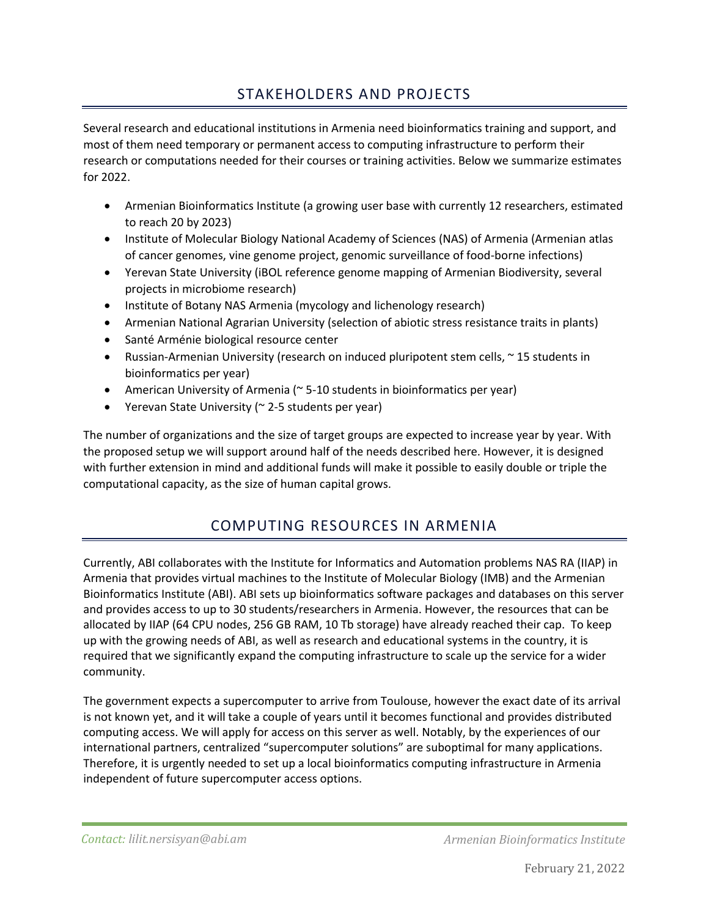## STAKEHOLDERS AND PROJECTS

Several research and educational institutions in Armenia need bioinformatics training and support, and most of them need temporary or permanent access to computing infrastructure to perform their research or computations needed for their courses or training activities. Below we summarize estimates for 2022.

- Armenian Bioinformatics Institute (a growing user base with currently 12 researchers, estimated to reach 20 by 2023)
- Institute of Molecular Biology National Academy of Sciences (NAS) of Armenia (Armenian atlas of cancer genomes, vine genome project, genomic surveillance of food-borne infections)
- Yerevan State University (iBOL reference genome mapping of Armenian Biodiversity, several projects in microbiome research)
- Institute of Botany NAS Armenia (mycology and lichenology research)
- Armenian National Agrarian University (selection of abiotic stress resistance traits in plants)
- Santé Arménie biological resource center
- Russian-Armenian University (research on induced pluripotent stem cells, ~ 15 students in bioinformatics per year)
- American University of Armenia (~ 5-10 students in bioinformatics per year)
- Yerevan State University (~ 2-5 students per year)

The number of organizations and the size of target groups are expected to increase year by year. With the proposed setup we will support around half of the needs described here. However, it is designed with further extension in mind and additional funds will make it possible to easily double or triple the computational capacity, as the size of human capital grows.

## COMPUTING RESOURCES IN ARMENIA

Currently, ABI collaborates with the Institute for Informatics and Automation problems NAS RA (IIAP) in Armenia that provides virtual machines to the Institute of Molecular Biology (IMB) and the Armenian Bioinformatics Institute (ABI). ABI sets up bioinformatics software packages and databases on this server and provides access to up to 30 students/researchers in Armenia. However, the resources that can be allocated by IIAP (64 CPU nodes, 256 GB RAM, 10 Tb storage) have already reached their cap. To keep up with the growing needs of ABI, as well as research and educational systems in the country, it is required that we significantly expand the computing infrastructure to scale up the service for a wider community.

The government expects a supercomputer to arrive from Toulouse, however the exact date of its arrival is not known yet, and it will take a couple of years until it becomes functional and provides distributed computing access. We will apply for access on this server as well. Notably, by the experiences of our international partners, centralized "supercomputer solutions" are suboptimal for many applications. Therefore, it is urgently needed to set up a local bioinformatics computing infrastructure in Armenia independent of future supercomputer access options.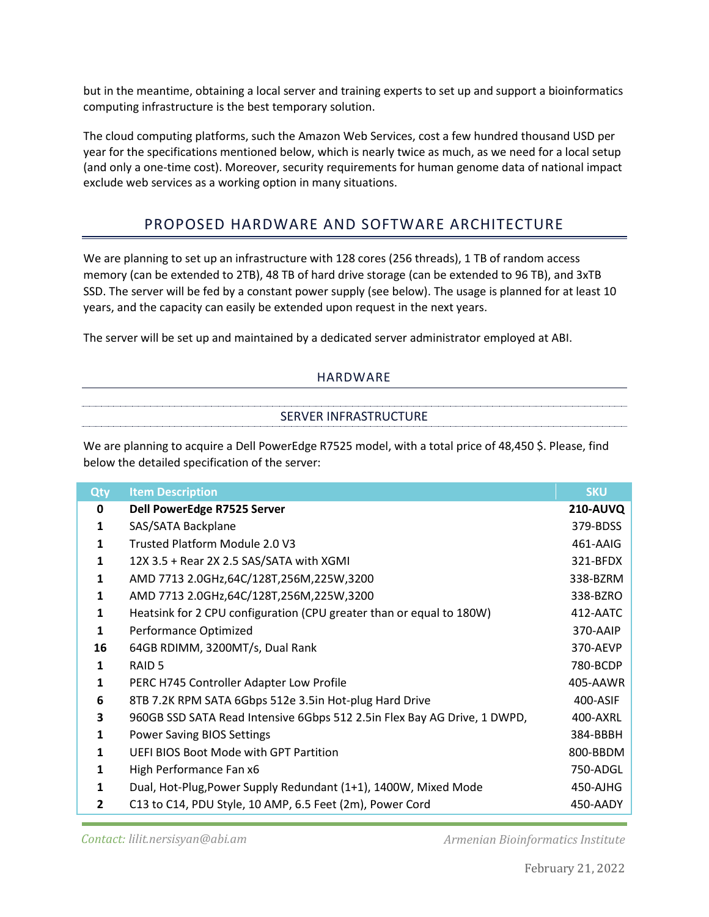but in the meantime, obtaining a local server and training experts to set up and support a bioinformatics computing infrastructure is the best temporary solution.

The cloud computing platforms, such the Amazon Web Services, cost a few hundred thousand USD per year for the specifications mentioned below, which is nearly twice as much, as we need for a local setup (and only a one-time cost). Moreover, security requirements for human genome data of national impact exclude web services as a working option in many situations.

## PROPOSED HARDWARE AND SOFTWARE ARCHITECTURE

We are planning to set up an infrastructure with 128 cores (256 threads), 1 TB of random access memory (can be extended to 2TB), 48 TB of hard drive storage (can be extended to 96 TB), and 3xTB SSD. The server will be fed by a constant power supply (see below). The usage is planned for at least 10 years, and the capacity can easily be extended upon request in the next years.

The server will be set up and maintained by a dedicated server administrator employed at ABI.

### HARDWARE

#### SERVER INFRASTRUCTURE

We are planning to acquire a Dell PowerEdge R7525 model, with a total price of 48,450 $. Please, find below the detailed specification of the server:

| Qty | Item Description | SKU |
|---|---|---|
| **0** | **Dell PowerEdge R7525 Server** | **210-AUVQ** |
| **1** | SAS/SATA Backplane | 379-BDSS |
| **1** | Trusted Platform Module 2.0 V3 | 461-AAIG |
| **1** | 12X 3.5 + Rear 2X 2.5 SAS/SATA with XGMI | 321-BFDX |
| **1** | AMD 7713 2.0GHz,64C/128T,256M,225W,3200 | 338-BZRM |
| **1** | AMD 7713 2.0GHz,64C/128T,256M,225W,3200 | 338-BZRO |
| **1** | Heatsink for 2 CPU configuration (CPU greater than or equal to 180W) | 412-AATC |
| **1** | Performance Optimized | 370-AAIP |
| **16** | 64GB RDIMM, 3200MT/s, Dual Rank | 370-AEVP |
| **1** | RAID 5 | 780-BCDP |
| **1** | PERC H745 Controller Adapter Low Profile | 405-AAWR |
| **6** | 8TB 7.2K RPM SATA 6Gbps 512e 3.5in Hot-plug Hard Drive | 400-ASIF |
| **3** | 960GB SSD SATA Read Intensive 6Gbps 512 2.5in Flex Bay AG Drive, 1 DWPD, | 400-AXRL |
| **1** | Power Saving BIOS Settings | 384-BBBH |
| **1** | UEFI BIOS Boot Mode with GPT Partition | 800-BBDM |
| **1** | High Performance Fan x6 | 750-ADGL |
| **1** | Dual, Hot-Plug,Power Supply Redundant (1+1), 1400W, Mixed Mode | 450-AJHG |
| **2** | C13 to C14, PDU Style, 10 AMP, 6.5 Feet (2m), Power Cord | 450-AADY |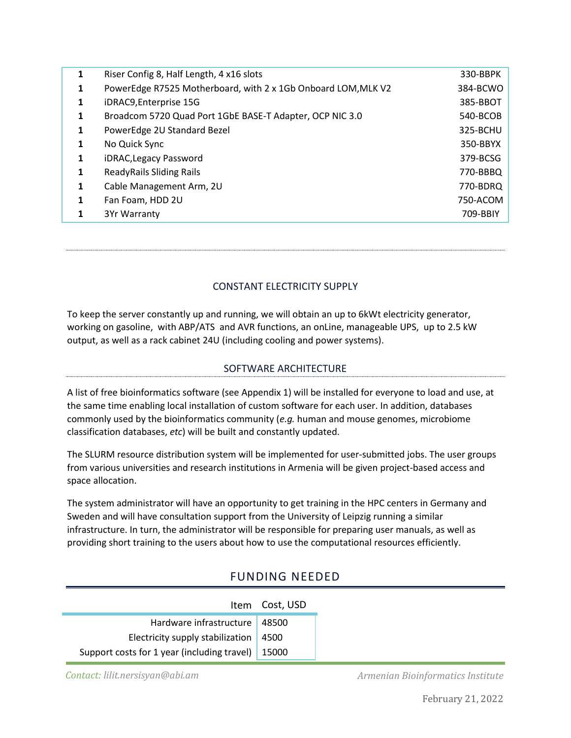| | | |
|---|---|---|
| **1** | Riser Config 8, Half Length, 4 x16 slots | 330-BBPK |
| **1** | PowerEdge R7525 Motherboard, with 2 x 1Gb Onboard LOM,MLK V2 | 384-BCWO |
| **1** | iDRAC9,Enterprise 15G | 385-BBOT |
| **1** | Broadcom 5720 Quad Port 1GbE BASE-T Adapter, OCP NIC 3.0 | 540-BCOB |
| **1** | PowerEdge 2U Standard Bezel | 325-BCHU |
| **1** | No Quick Sync | 350-BBYX |
| **1** | iDRAC,Legacy Password | 379-BCSG |
| **1** | ReadyRails Sliding Rails | 770-BBBQ |
| **1** | Cable Management Arm, 2U | 770-BDRQ |
| **1** | Fan Foam, HDD 2U | 750-ACOM |
| **1** | 3Yr Warranty | 709-BBIY |

### CONSTANT ELECTRICITY SUPPLY

To keep the server constantly up and running, we will obtain an up to 6kWt electricity generator, working on gasoline, with ABP/ATS and AVR functions, an onLine, manageable UPS, up to 2.5 kW output, as well as a rack cabinet 24U (including cooling and power systems).

### SOFTWARE ARCHITECTURE

A list of free bioinformatics software (see Appendix 1) will be installed for everyone to load and use, at the same time enabling local installation of custom software for each user. In addition, databases commonly used by the bioinformatics community (*e.g.* human and mouse genomes, microbiome classification databases, *etc*) will be built and constantly updated.

The SLURM resource distribution system will be implemented for user-submitted jobs. The user groups from various universities and research institutions in Armenia will be given project-based access and space allocation.

The system administrator will have an opportunity to get training in the HPC centers in Germany and Sweden and will have consultation support from the University of Leipzig running a similar infrastructure. In turn, the administrator will be responsible for preparing user manuals, as well as providing short training to the users about how to use the computational resources efficiently.

## FUNDING NEEDED

| Item | Cost, USD |
|---|---|
| Hardware infrastructure | 48500 |
| Electricity supply stabilization | 4500 |
| Support costs for 1 year (including travel) | 15000 |

*Contact: lilit.nersisyan@abi.am* *Armenian Bioinformatics Institute*

February 21, 2022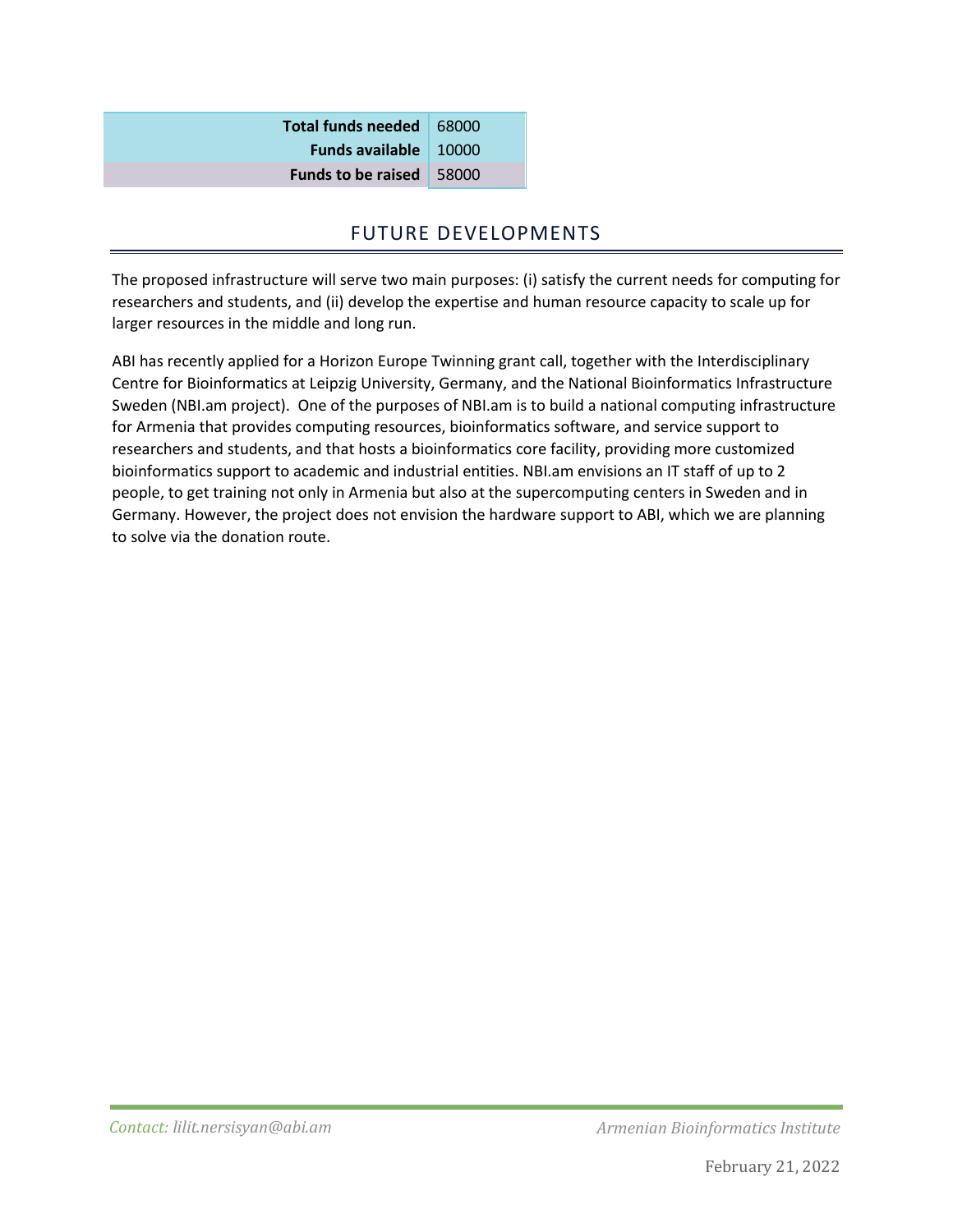| | |
|---|---|
| **Total funds needed** | 68000 |
| **Funds available** | 10000 |
| **Funds to be raised** | 58000 |

## FUTURE DEVELOPMENTS

The proposed infrastructure will serve two main purposes: (i) satisfy the current needs for computing for researchers and students, and (ii) develop the expertise and human resource capacity to scale up for larger resources in the middle and long run.

ABI has recently applied for a Horizon Europe Twinning grant call, together with the Interdisciplinary Centre for Bioinformatics at Leipzig University, Germany, and the National Bioinformatics Infrastructure Sweden (NBI.am project). One of the purposes of NBI.am is to build a national computing infrastructure for Armenia that provides computing resources, bioinformatics software, and service support to researchers and students, and that hosts a bioinformatics core facility, providing more customized bioinformatics support to academic and industrial entities. NBI.am envisions an IT staff of up to 2 people, to get training not only in Armenia but also at the supercomputing centers in Sweden and in Germany. However, the project does not envision the hardware support to ABI, which we are planning to solve via the donation route.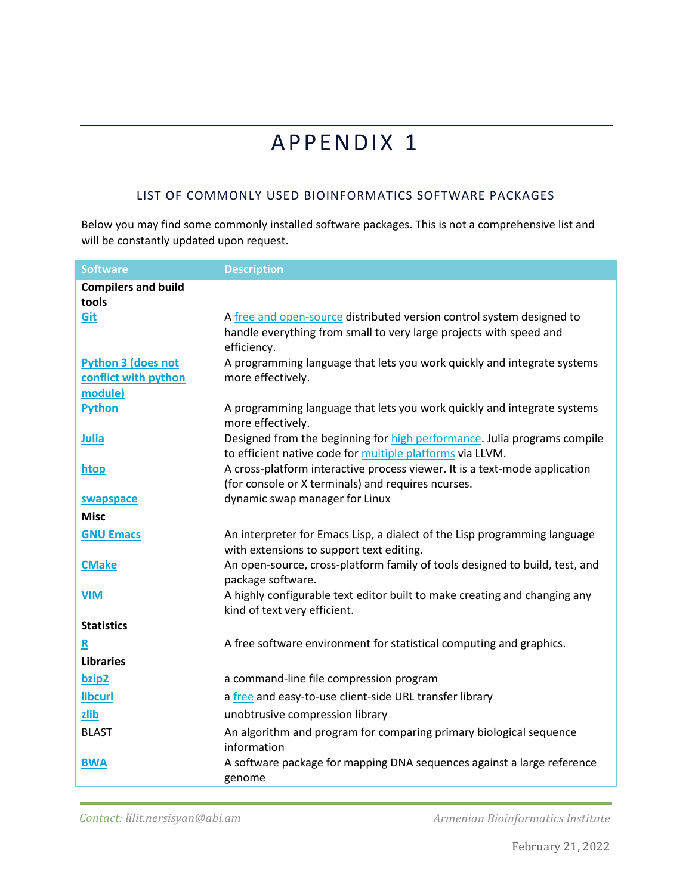# APPENDIX 1

## LIST OF COMMONLY USED BIOINFORMATICS SOFTWARE PACKAGES

Below you may find some commonly installed software packages. This is not a comprehensive list and will be constantly updated upon request.

| Software | Description |
| --- | --- |
| **Compilers and build tools** | |
| **Git** | A free and open-source distributed version control system designed to handle everything from small to very large projects with speed and efficiency. |
| **Python 3 (does not conflict with python module)** | A programming language that lets you work quickly and integrate systems more effectively. |
| **Python** | A programming language that lets you work quickly and integrate systems more effectively. |
| **Julia** | Designed from the beginning for high performance. Julia programs compile to efficient native code for multiple platforms via LLVM. |
| **htop** | A cross-platform interactive process viewer. It is a text-mode application (for console or X terminals) and requires ncurses. |
| **swapspace** | dynamic swap manager for Linux |
| **Misc** | |
| **GNU Emacs** | An interpreter for Emacs Lisp, a dialect of the Lisp programming language with extensions to support text editing. |
| **CMake** | An open-source, cross-platform family of tools designed to build, test, and package software. |
| **VIM** | A highly configurable text editor built to make creating and changing any kind of text very efficient. |
| **Statistics** | |
| **R** | A free software environment for statistical computing and graphics. |
| **Libraries** | |
| **bzip2** | a command-line file compression program |
| **libcurl** | a free and easy-to-use client-side URL transfer library |
| **zlib** | unobtrusive compression library |
| BLAST | An algorithm and program for comparing primary biological sequence information |
| **BWA** | A software package for mapping DNA sequences against a large reference genome |

*Contact: lilit.nersisyan@abi.am* — *Armenian Bioinformatics Institute*

February 21, 2022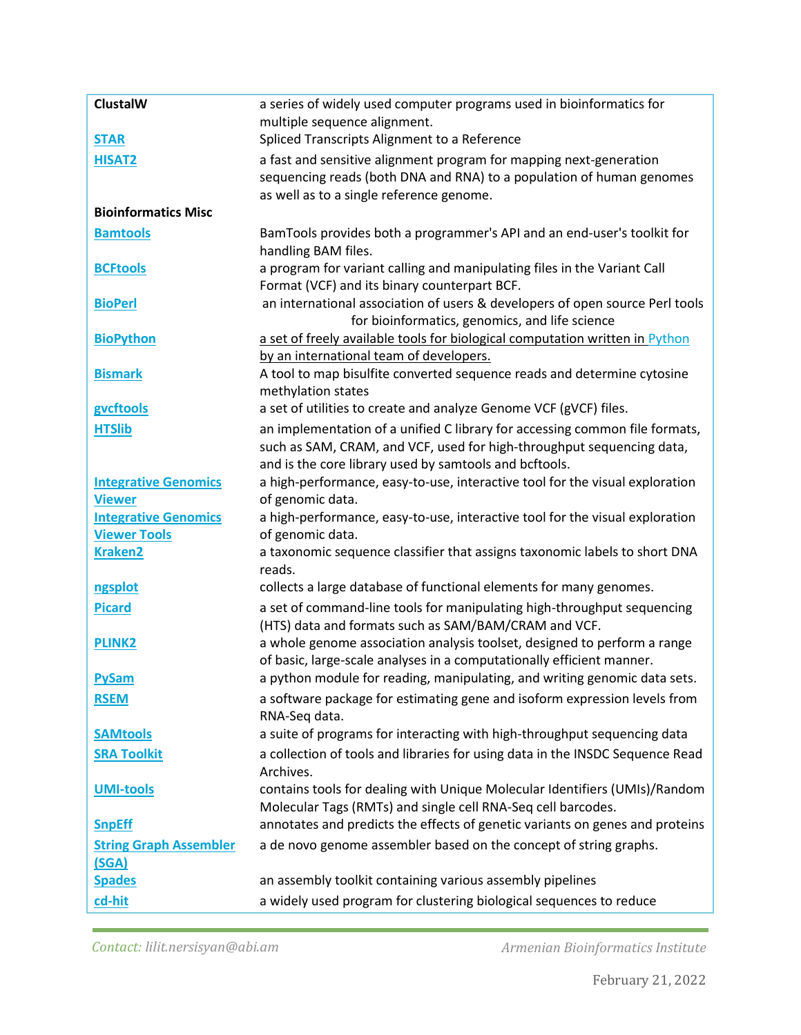| | |
|---|---|
| **ClustalW** | a series of widely used computer programs used in bioinformatics for multiple sequence alignment. |
| **STAR** | Spliced Transcripts Alignment to a Reference |
| **HISAT2** | a fast and sensitive alignment program for mapping next-generation sequencing reads (both DNA and RNA) to a population of human genomes as well as to a single reference genome. |
| **Bioinformatics Misc** | |
| **Bamtools** | BamTools provides both a programmer's API and an end-user's toolkit for handling BAM files. |
| **BCFtools** | a program for variant calling and manipulating files in the Variant Call Format (VCF) and its binary counterpart BCF. |
| **BioPerl** | an international association of users & developers of open source Perl tools for bioinformatics, genomics, and life science |
| **BioPython** | a set of freely available tools for biological computation written in Python by an international team of developers. |
| **Bismark** | A tool to map bisulfite converted sequence reads and determine cytosine methylation states |
| **gvcftools** | a set of utilities to create and analyze Genome VCF (gVCF) files. |
| **HTSlib** | an implementation of a unified C library for accessing common file formats, such as SAM, CRAM, and VCF, used for high-throughput sequencing data, and is the core library used by samtools and bcftools. |
| **Integrative Genomics Viewer** | a high-performance, easy-to-use, interactive tool for the visual exploration of genomic data. |
| **Integrative Genomics Viewer Tools** | a high-performance, easy-to-use, interactive tool for the visual exploration of genomic data. |
| **Kraken2** | a taxonomic sequence classifier that assigns taxonomic labels to short DNA reads. |
| **ngsplot** | collects a large database of functional elements for many genomes. |
| **Picard** | a set of command-line tools for manipulating high-throughput sequencing (HTS) data and formats such as SAM/BAM/CRAM and VCF. |
| **PLINK2** | a whole genome association analysis toolset, designed to perform a range of basic, large-scale analyses in a computationally efficient manner. |
| **PySam** | a python module for reading, manipulating, and writing genomic data sets. |
| **RSEM** | a software package for estimating gene and isoform expression levels from RNA-Seq data. |
| **SAMtools** | a suite of programs for interacting with high-throughput sequencing data |
| **SRA Toolkit** | a collection of tools and libraries for using data in the INSDC Sequence Read Archives. |
| **UMI-tools** | contains tools for dealing with Unique Molecular Identifiers (UMIs)/Random Molecular Tags (RMTs) and single cell RNA-Seq cell barcodes. |
| **SnpEff** | annotates and predicts the effects of genetic variants on genes and proteins |
| **String Graph Assembler (SGA)** | a de novo genome assembler based on the concept of string graphs. |
| **Spades** | an assembly toolkit containing various assembly pipelines |
| **cd-hit** | a widely used program for clustering biological sequences to reduce |

*Contact: lilit.nersisyan@abi.am*

*Armenian Bioinformatics Institute*

February 21, 2022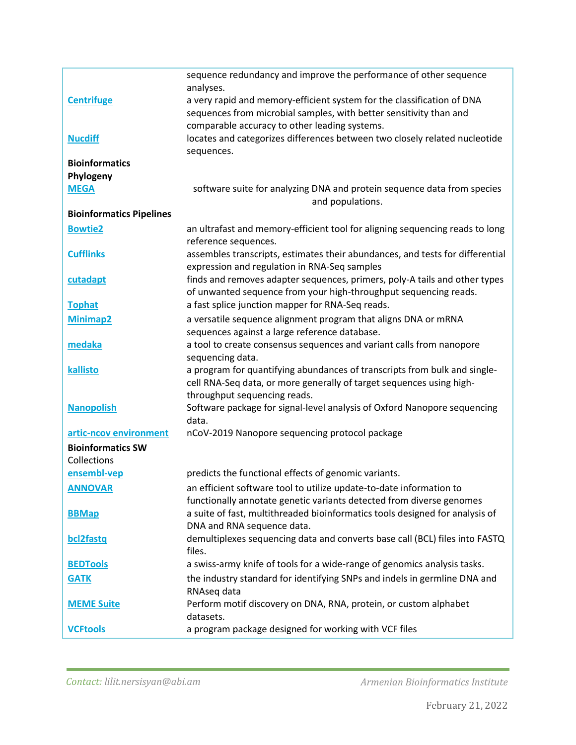| | |
|---|---|
| | sequence redundancy and improve the performance of other sequence analyses. |
| **Centrifuge** | a very rapid and memory-efficient system for the classification of DNA sequences from microbial samples, with better sensitivity than and comparable accuracy to other leading systems. |
| **Nucdiff** | locates and categorizes differences between two closely related nucleotide sequences. |
| **Bioinformatics Phylogeny** | |
| **MEGA** | software suite for analyzing DNA and protein sequence data from species and populations. |
| **Bioinformatics Pipelines** | |
| **Bowtie2** | an ultrafast and memory-efficient tool for aligning sequencing reads to long reference sequences. |
| **Cufflinks** | assembles transcripts, estimates their abundances, and tests for differential expression and regulation in RNA-Seq samples |
| **cutadapt** | finds and removes adapter sequences, primers, poly-A tails and other types of unwanted sequence from your high-throughput sequencing reads. |
| **Tophat** | a fast splice junction mapper for RNA-Seq reads. |
| **Minimap2** | a versatile sequence alignment program that aligns DNA or mRNA sequences against a large reference database. |
| **medaka** | a tool to create consensus sequences and variant calls from nanopore sequencing data. |
| **kallisto** | a program for quantifying abundances of transcripts from bulk and single-cell RNA-Seq data, or more generally of target sequences using high-throughput sequencing reads. |
| **Nanopolish** | Software package for signal-level analysis of Oxford Nanopore sequencing data. |
| **artic-ncov environment** | nCoV-2019 Nanopore sequencing protocol package |
| **Bioinformatics SW** Collections | |
| **ensembl-vep** | predicts the functional effects of genomic variants. |
| **ANNOVAR** | an efficient software tool to utilize update-to-date information to functionally annotate genetic variants detected from diverse genomes |
| **BBMap** | a suite of fast, multithreaded bioinformatics tools designed for analysis of DNA and RNA sequence data. |
| **bcl2fastq** | demultiplexes sequencing data and converts base call (BCL) files into FASTQ files. |
| **BEDTools** | a swiss-army knife of tools for a wide-range of genomics analysis tasks. |
| **GATK** | the industry standard for identifying SNPs and indels in germline DNA and RNAseq data |
| **MEME Suite** | Perform motif discovery on DNA, RNA, protein, or custom alphabet datasets. |
| **VCFtools** | a program package designed for working with VCF files |

*Contact: lilit.nersisyan@abi.am* *Armenian Bioinformatics Institute*

February 21, 2022